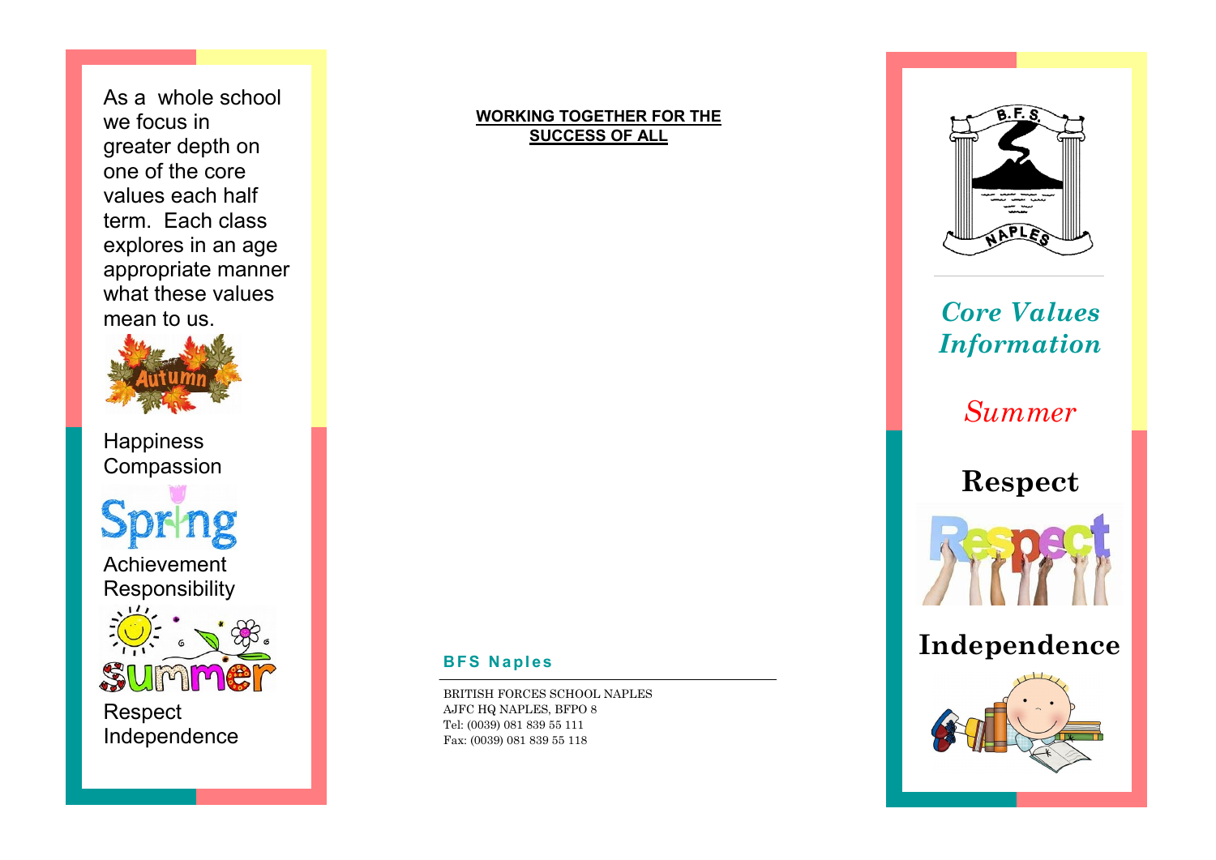As a whole school we focus in greater depth on one of the core values each half term. Each class explores in an age appropriate manner what these values mean to us.

Autumn

Happiness
Compassion

Spring

Achievement
Responsibility

Summer

Respect
Independence

**WORKING TOGETHER FOR THE SUCCESS OF ALL**

**BFS Naples**

BRITISH FORCES SCHOOL NAPLES
AJFC HQ NAPLES, BFPO 8
Tel: (0039) 081 839 55 111
Fax: (0039) 081 839 55 118

B.F.S. NAPLES

# *Core Values Information*

## *Summer*

## Respect

## Independence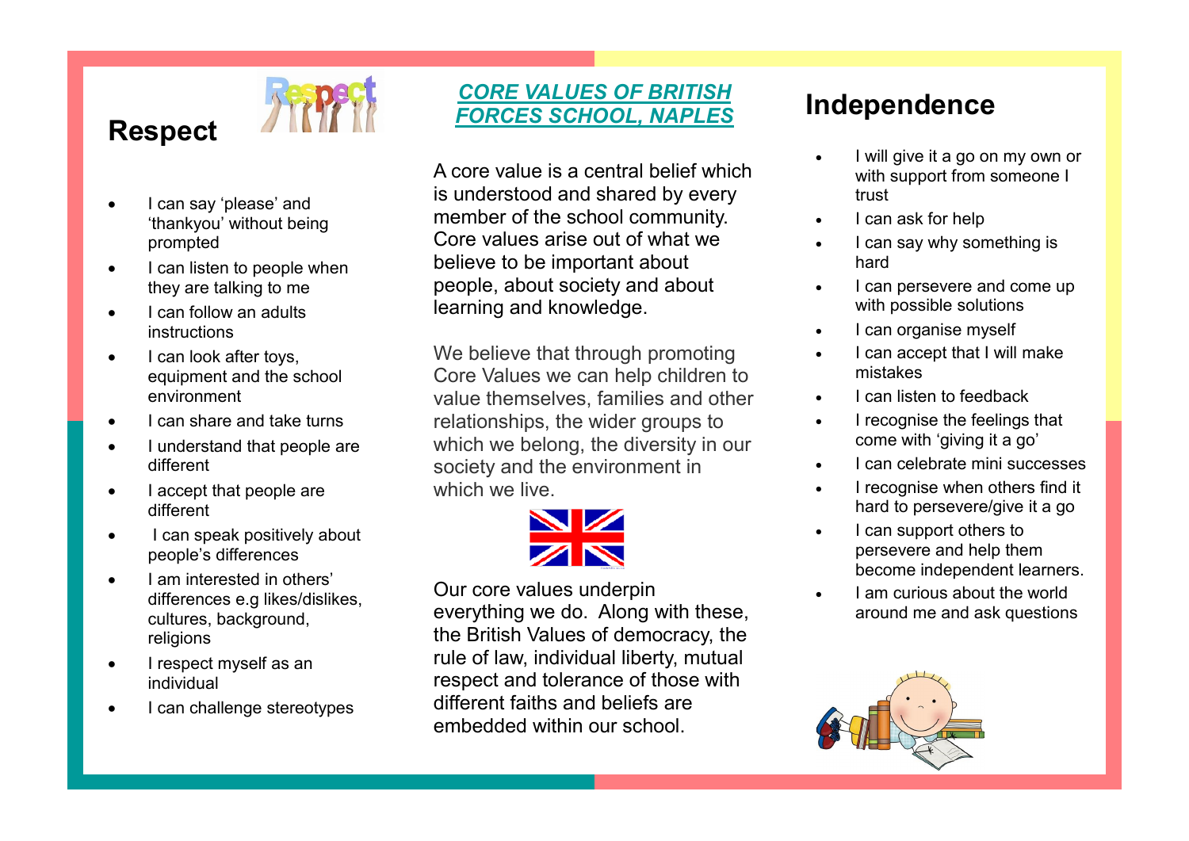## Respect

- I can say 'please' and 'thankyou' without being prompted
- I can listen to people when they are talking to me
- I can follow an adults instructions
- I can look after toys, equipment and the school environment
- I can share and take turns
- I understand that people are different
- I accept that people are different
- I can speak positively about people's differences
- I am interested in others' differences e.g likes/dislikes, cultures, background, religions
- I respect myself as an individual
- I can challenge stereotypes

## *CORE VALUES OF BRITISH FORCES SCHOOL, NAPLES*

A core value is a central belief which is understood and shared by every member of the school community. Core values arise out of what we believe to be important about people, about society and about learning and knowledge.

We believe that through promoting Core Values we can help children to value themselves, families and other relationships, the wider groups to which we belong, the diversity in our society and the environment in which we live.

Our core values underpin everything we do. Along with these, the British Values of democracy, the rule of law, individual liberty, mutual respect and tolerance of those with different faiths and beliefs are embedded within our school.

## Independence

- I will give it a go on my own or with support from someone I trust
- I can ask for help
- I can say why something is hard
- I can persevere and come up with possible solutions
- I can organise myself
- I can accept that I will make mistakes
- I can listen to feedback
- I recognise the feelings that come with 'giving it a go'
- I can celebrate mini successes
- I recognise when others find it hard to persevere/give it a go
- I can support others to persevere and help them become independent learners.
- I am curious about the world around me and ask questions